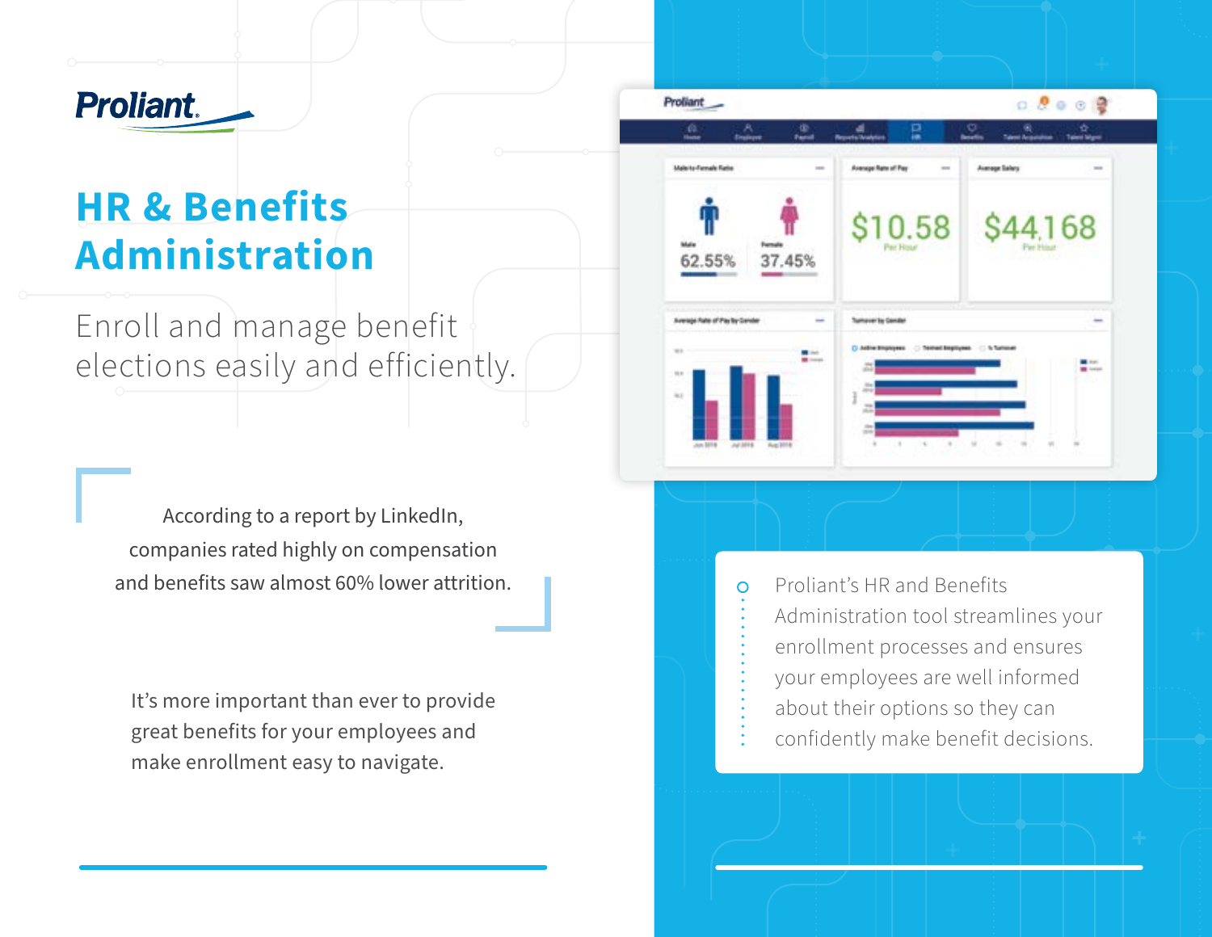# HR & Benefits Administration

Enroll and manage benefit elections easily and efficiently.

According to a report by LinkedIn, companies rated highly on compensation and benefits saw almost 60% lower attrition.

It's more important than ever to provide great benefits for your employees and make enrollment easy to navigate.

Proliant's HR and Benefits Administration tool streamlines your enrollment processes and ensures your employees are well informed about their options so they can confidently make benefit decisions.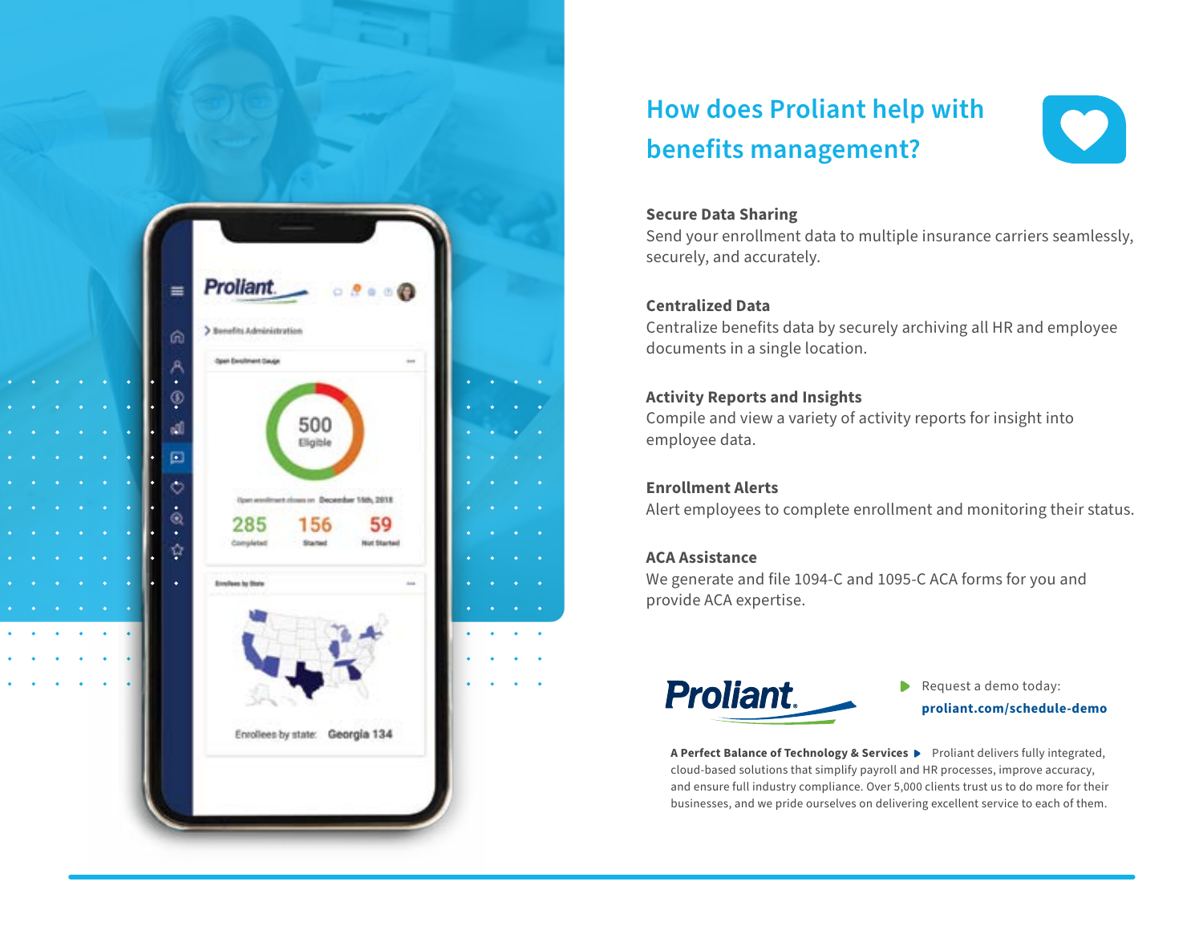## How does Proliant help with benefits management?

**Secure Data Sharing**
Send your enrollment data to multiple insurance carriers seamlessly, securely, and accurately.

**Centralized Data**
Centralize benefits data by securely archiving all HR and employee documents in a single location.

**Activity Reports and Insights**
Compile and view a variety of activity reports for insight into employee data.

**Enrollment Alerts**
Alert employees to complete enrollment and monitoring their status.

**ACA Assistance**
We generate and file 1094-C and 1095-C ACA forms for you and provide ACA expertise.

Proliant.

Request a demo today:
**proliant.com/schedule-demo**

**A Perfect Balance of Technology & Services** Proliant delivers fully integrated, cloud-based solutions that simplify payroll and HR processes, improve accuracy, and ensure full industry compliance. Over 5,000 clients trust us to do more for their businesses, and we pride ourselves on delivering excellent service to each of them.